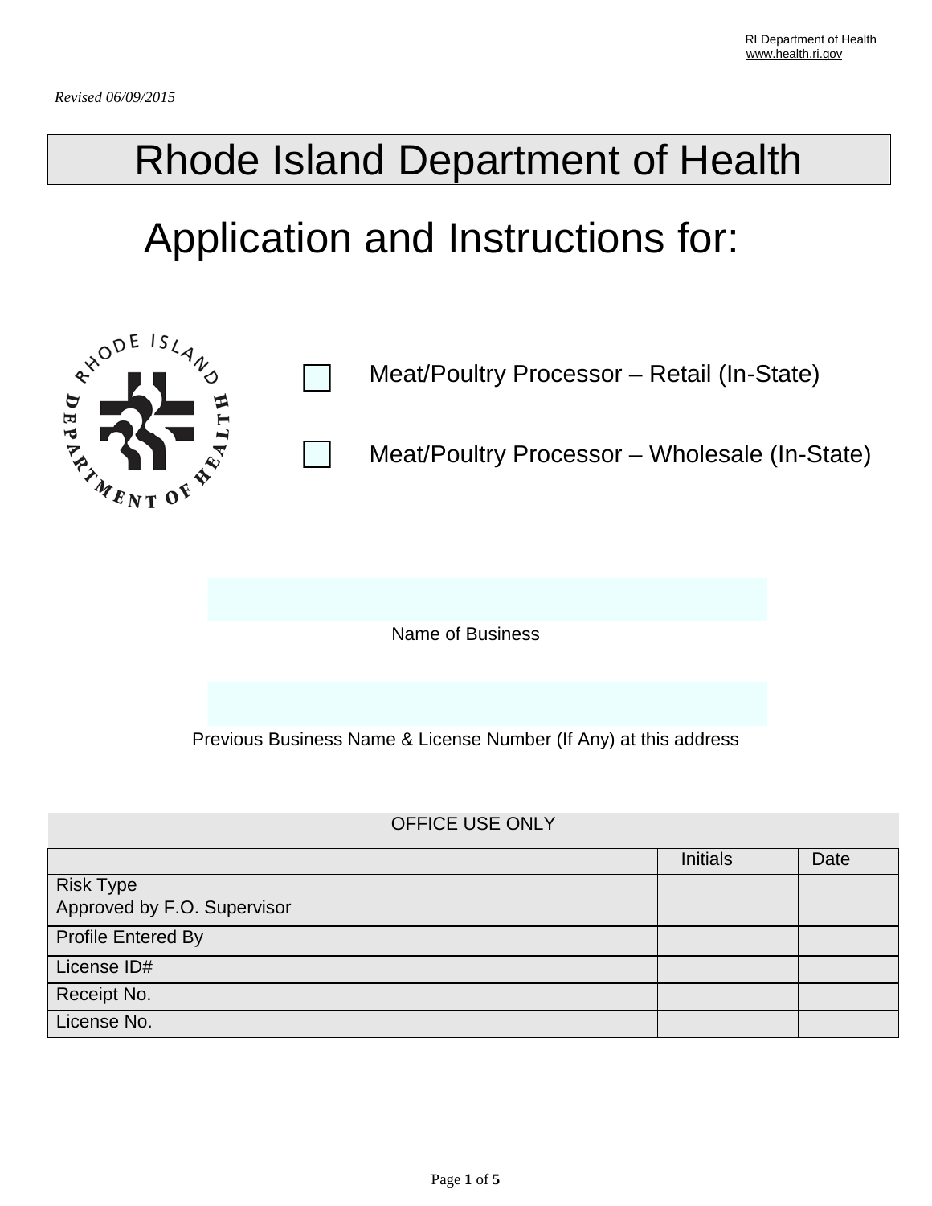RI Department of Health
www.health.ri.gov

*Revised 06/09/2015*

# Rhode Island Department of Health

## Application and Instructions for:

☐ Meat/Poultry Processor – Retail (In-State)

☐ Meat/Poultry Processor – Wholesale (In-State)

Name of Business

Previous Business Name & License Number (If Any) at this address

| OFFICE USE ONLY | | |
|---|---|---|
| | Initials | Date |
| Risk Type | | |
| Approved by F.O. Supervisor | | |
| Profile Entered By | | |
| License ID# | | |
| Receipt No. | | |
| License No. | | |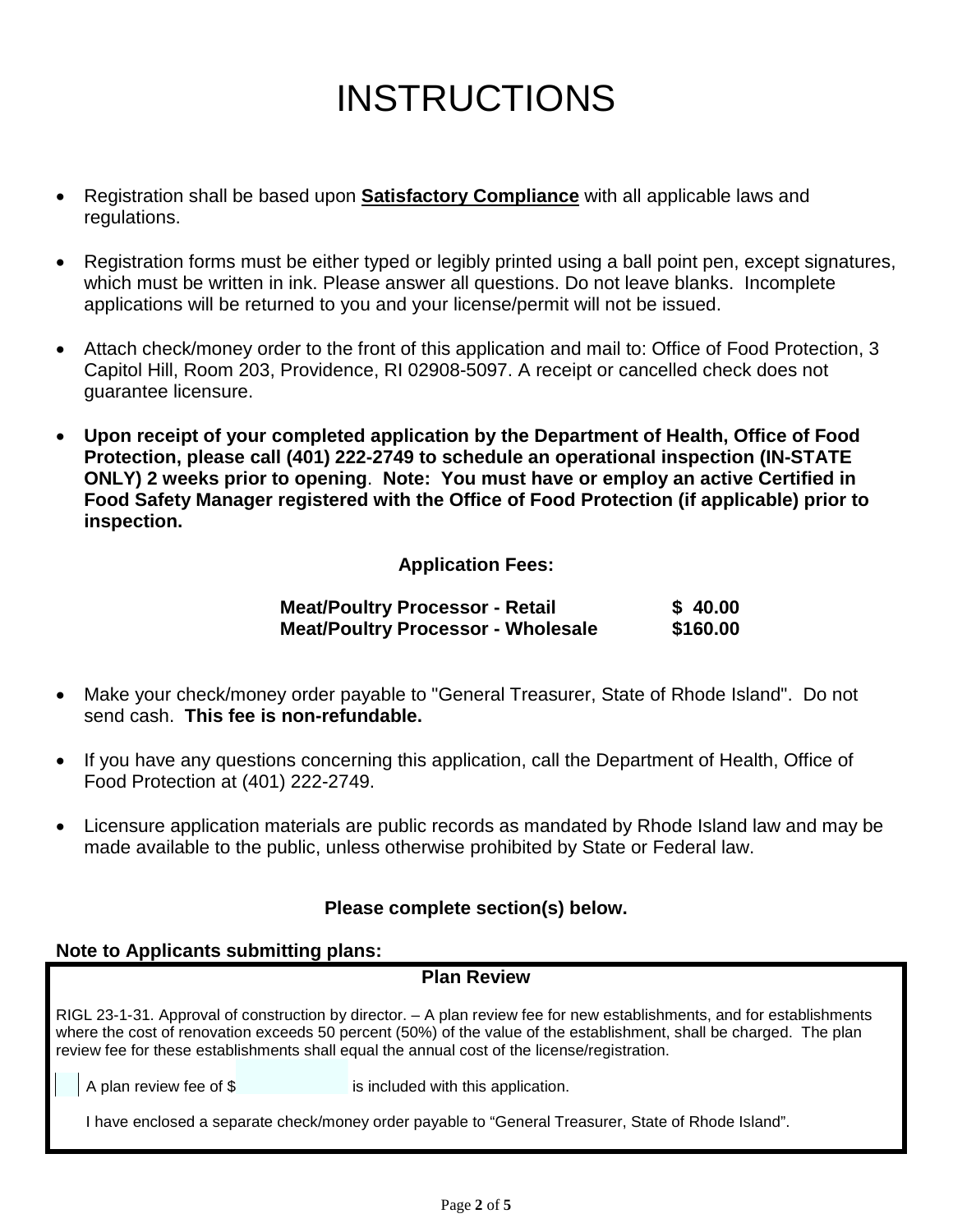# INSTRUCTIONS

- Registration shall be based upon **Satisfactory Compliance** with all applicable laws and regulations.
- Registration forms must be either typed or legibly printed using a ball point pen, except signatures, which must be written in ink. Please answer all questions. Do not leave blanks. Incomplete applications will be returned to you and your license/permit will not be issued.
- Attach check/money order to the front of this application and mail to: Office of Food Protection, 3 Capitol Hill, Room 203, Providence, RI 02908-5097. A receipt or cancelled check does not guarantee licensure.
- **Upon receipt of your completed application by the Department of Health, Office of Food Protection, please call (401) 222-2749 to schedule an operational inspection (IN-STATE ONLY) 2 weeks prior to opening**. **Note: You must have or employ an active Certified in Food Safety Manager registered with the Office of Food Protection (if applicable) prior to inspection.**

**Application Fees:**

| | |
|---|---|
| **Meat/Poultry Processor - Retail** | **$ 40.00** |
| **Meat/Poultry Processor - Wholesale** | **$160.00** |

- Make your check/money order payable to "General Treasurer, State of Rhode Island". Do not send cash. **This fee is non-refundable.**
- If you have any questions concerning this application, call the Department of Health, Office of Food Protection at (401) 222-2749.
- Licensure application materials are public records as mandated by Rhode Island law and may be made available to the public, unless otherwise prohibited by State or Federal law.

**Please complete section(s) below.**

**Note to Applicants submitting plans:**

**Plan Review**

RIGL 23-1-31. Approval of construction by director. – A plan review fee for new establishments, and for establishments where the cost of renovation exceeds 50 percent (50%) of the value of the establishment, shall be charged. The plan review fee for these establishments shall equal the annual cost of the license/registration.

☐ A plan review fee of $ __________ is included with this application.

I have enclosed a separate check/money order payable to “General Treasurer, State of Rhode Island”.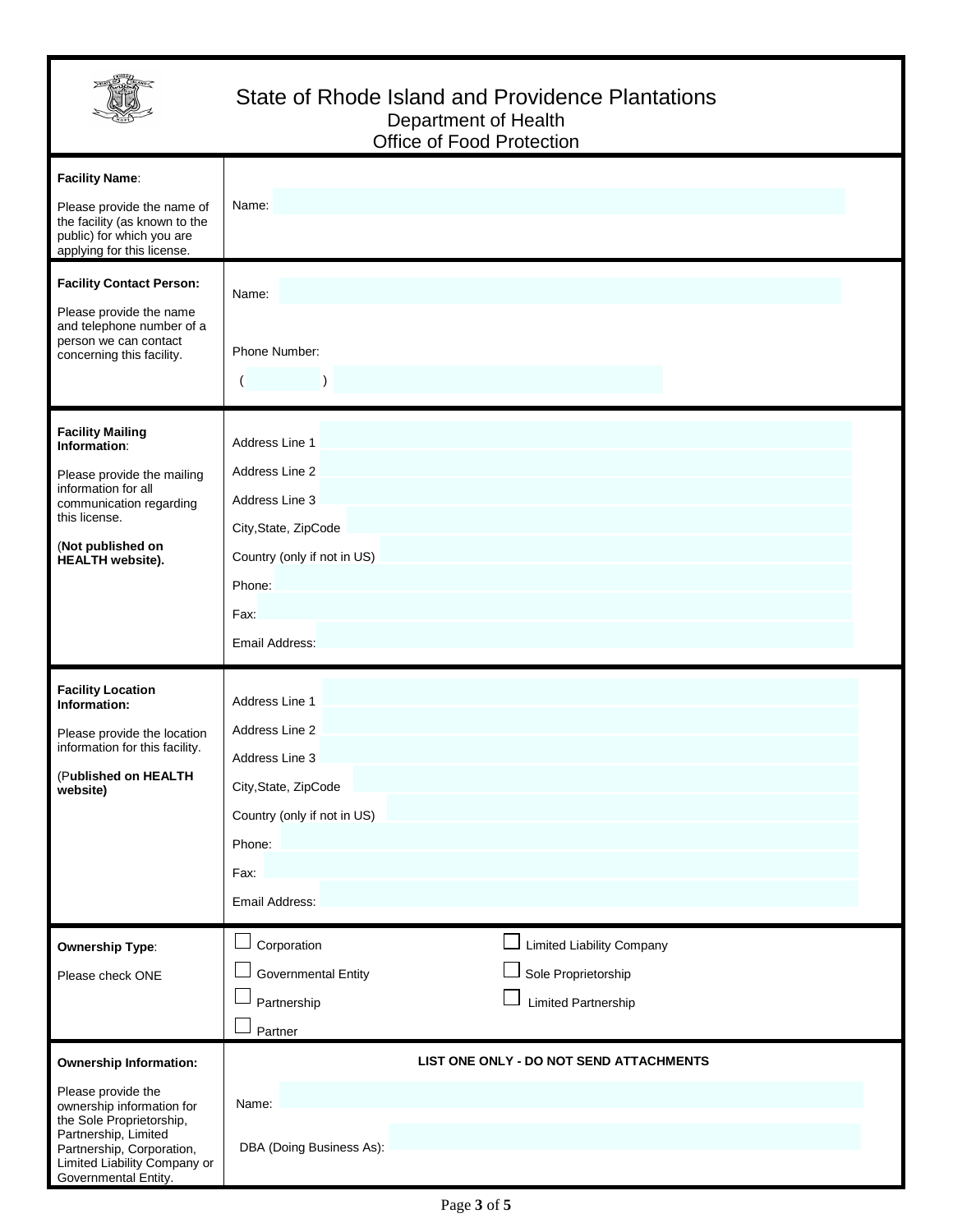# State of Rhode Island and Providence Plantations

## Department of Health

## Office of Food Protection

| | |
|---|---|
| **Facility Name**:<br><br>Please provide the name of the facility (as known to the public) for which you are applying for this license. | Name: |
| **Facility Contact Person:**<br><br>Please provide the name and telephone number of a person we can contact concerning this facility. | Name:<br><br>Phone Number:<br><br>(        ) |
| **Facility Mailing Information**:<br><br>Please provide the mailing information for all communication regarding this license.<br><br>(**Not published on HEALTH website).** | Address Line 1<br>Address Line 2<br>Address Line 3<br>City,State, ZipCode<br>Country (only if not in US)<br>Phone:<br>Fax:<br>Email Address: |
| **Facility Location Information:**<br><br>Please provide the location information for this facility.<br><br>(P**ublished on HEALTH website)** | Address Line 1<br>Address Line 2<br>Address Line 3<br>City,State, ZipCode<br>Country (only if not in US)<br>Phone:<br>Fax:<br>Email Address: |
| **Ownership Type**:<br><br>Please check ONE | ☐ Corporation ☐ Limited Liability Company<br>☐ Governmental Entity ☐ Sole Proprietorship<br>☐ Partnership ☐ Limited Partnership<br>☐ Partner |
| **Ownership Information:**<br><br>Please provide the ownership information for the Sole Proprietorship, Partnership, Limited Partnership, Corporation, Limited Liability Company or Governmental Entity. | **LIST ONE ONLY - DO NOT SEND ATTACHMENTS**<br><br>Name:<br><br>DBA (Doing Business As): |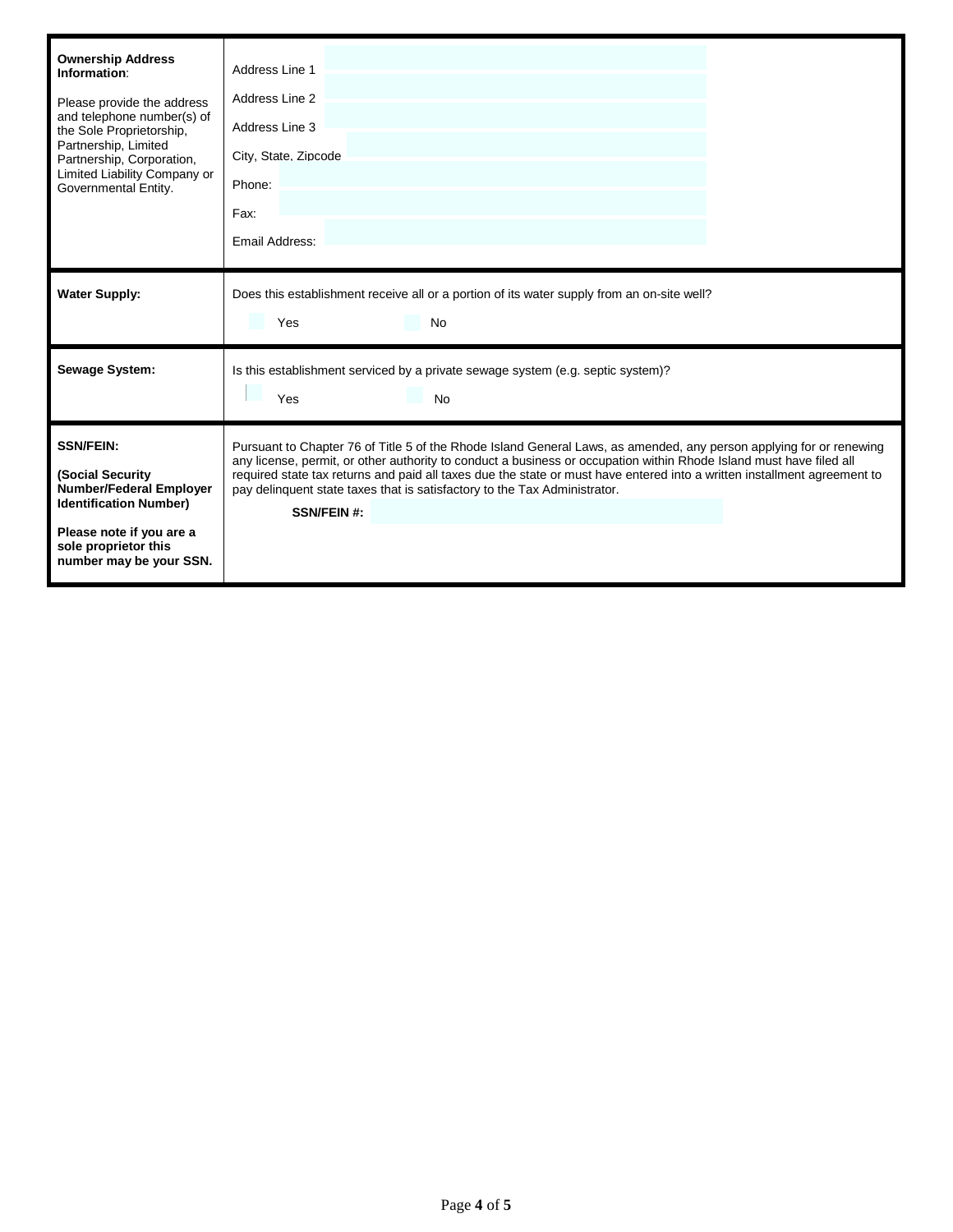| | |
|---|---|
| **Ownership Address Information**:<br><br>Please provide the address and telephone number(s) of the Sole Proprietorship, Partnership, Limited Partnership, Corporation, Limited Liability Company or Governmental Entity. | Address Line 1<br>Address Line 2<br>Address Line 3<br>City, State, Zipcode<br>Phone:<br>Fax:<br>Email Address: |
| **Water Supply:** | Does this establishment receive all or a portion of its water supply from an on-site well?<br><br>Yes No |
| **Sewage System:** | Is this establishment serviced by a private sewage system (e.g. septic system)?<br><br>Yes No |
| **SSN/FEIN:**<br><br>**(Social Security Number/Federal Employer Identification Number)**<br><br>**Please note if you are a sole proprietor this number may be your SSN.** | Pursuant to Chapter 76 of Title 5 of the Rhode Island General Laws, as amended, any person applying for or renewing any license, permit, or other authority to conduct a business or occupation within Rhode Island must have filed all required state tax returns and paid all taxes due the state or must have entered into a written installment agreement to pay delinquent state taxes that is satisfactory to the Tax Administrator.<br><br>**SSN/FEIN #:** |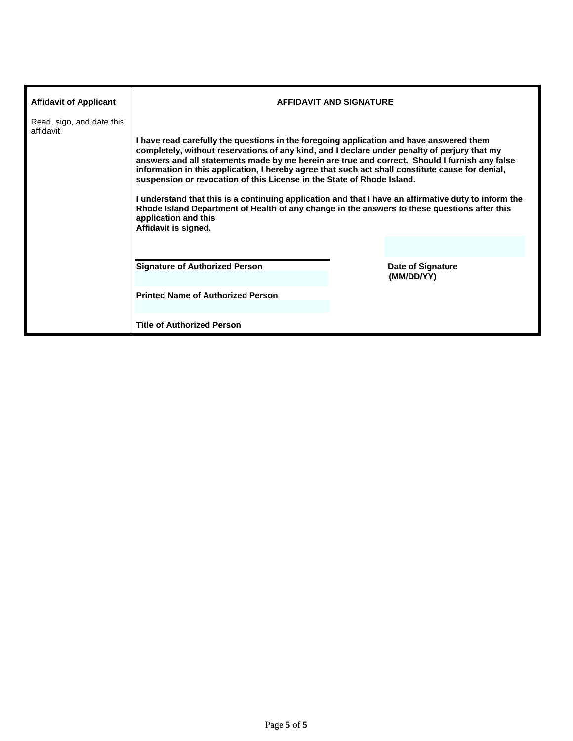| Affidavit of Applicant | AFFIDAVIT AND SIGNATURE |
|---|---|
| Read, sign, and date this affidavit. | **I have read carefully the questions in the foregoing application and have answered them completely, without reservations of any kind, and I declare under penalty of perjury that my answers and all statements made by me herein are true and correct. Should I furnish any false information in this application, I hereby agree that such act shall constitute cause for denial, suspension or revocation of this License in the State of Rhode Island.**<br><br>**I understand that this is a continuing application and that I have an affirmative duty to inform the Rhode Island Department of Health of any change in the answers to these questions after this application and this Affidavit is signed.**<br><br>**Signature of Authorized Person** &nbsp;&nbsp;&nbsp; **Date of Signature (MM/DD/YY)**<br><br>**Printed Name of Authorized Person**<br><br>**Title of Authorized Person** |